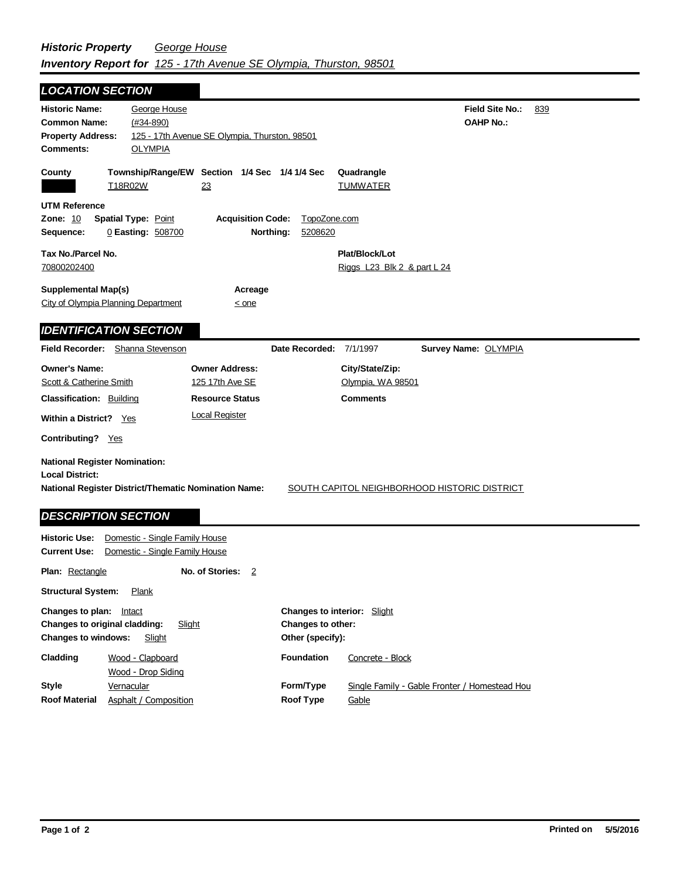***Historic Property*** *George House*
***Inventory Report for*** *125 - 17th Avenue SE Olympia, Thurston, 98501*

## LOCATION SECTION

**Historic Name:** George House
**Common Name:** (#34-890)
**Property Address:** 125 - 17th Avenue SE Olympia, Thurston, 98501
**Comments:** OLYMPIA

**Field Site No.:** 839
**OAHP No.:**

| County | Township/Range/EW | Section | 1/4 Sec | 1/4 1/4 Sec | Quadrangle |
|---|---|---|---|---|---|
| | T18R02W | 23 | | | TUMWATER |

**UTM Reference**
**Zone:** 10 **Spatial Type:** Point **Acquisition Code:** TopoZone.com
**Sequence:** 0 **Easting:** 508700 **Northing:** 5208620

**Tax No./Parcel No.:** 70800202400
**Plat/Block/Lot:** Riggs L23 Blk 2 & part L 24

**Supplemental Map(s):** City of Olympia Planning Department
**Acreage:** < one

## IDENTIFICATION SECTION

**Field Recorder:** Shanna Stevenson **Date Recorded:** 7/1/1997 **Survey Name:** OLYMPIA

| Owner's Name: | Owner Address: | City/State/Zip: |
|---|---|---|
| Scott & Catherine Smith | 125 17th Ave SE | Olympia, WA 98501 |

**Classification:** Building
**Resource Status:** Local Register
**Comments:**
**Within a District?** Yes
**Contributing?** Yes

**National Register Nomination:**
**Local District:**
**National Register District/Thematic Nomination Name:** SOUTH CAPITOL NEIGHBORHOOD HISTORIC DISTRICT

## DESCRIPTION SECTION

**Historic Use:** Domestic - Single Family House
**Current Use:** Domestic - Single Family House

**Plan:** Rectangle **No. of Stories:** 2

**Structural System:** Plank

**Changes to plan:** Intact
**Changes to original cladding:** Slight
**Changes to windows:** Slight
**Changes to interior:** Slight
**Changes to other:**
**Other (specify):**

**Cladding:** Wood - Clapboard; Wood - Drop Siding
**Foundation:** Concrete - Block
**Style:** Vernacular
**Form/Type:** Single Family - Gable Fronter / Homestead Hou
**Roof Material:** Asphalt / Composition
**Roof Type:** Gable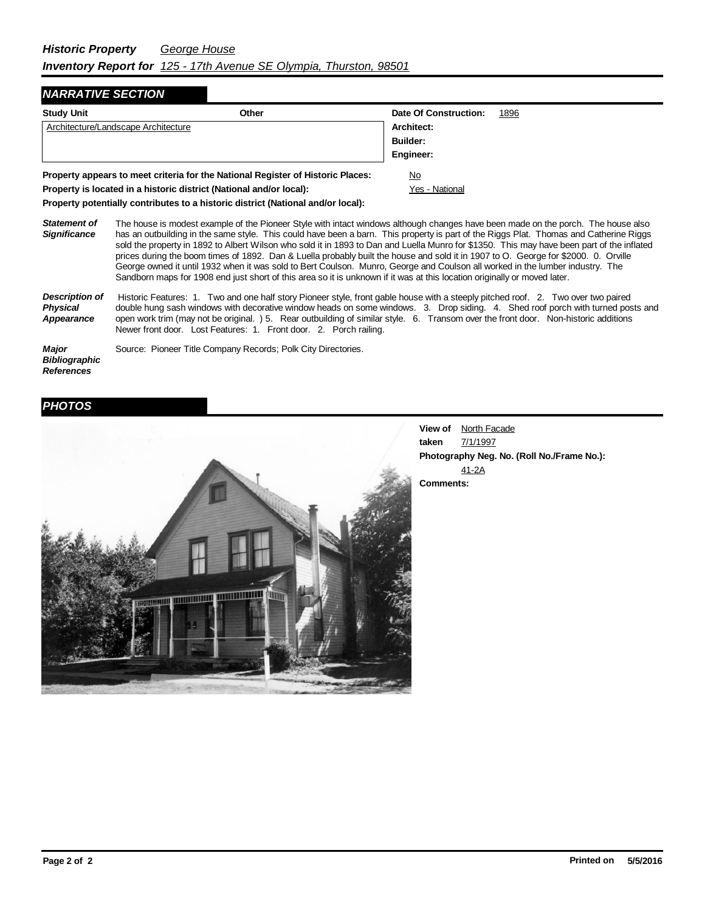**Historic Property Inventory Report for** *George House*
*125 - 17th Avenue SE Olympia, Thurston, 98501*

## NARRATIVE SECTION

| Study Unit | Other | | |
|---|---|---|---|
| Architecture/Landscape Architecture | | **Date Of Construction:** | 1896 |
| | | **Architect:** | |
| | | **Builder:** | |
| | | **Engineer:** | |

**Property appears to meet criteria for the National Register of Historic Places:** No

**Property is located in a historic district (National and/or local):** Yes - National

**Property potentially contributes to a historic district (National and/or local):**

***Statement of Significance***

The house is modest example of the Pioneer Style with intact windows although changes have been made on the porch. The house also has an outbuilding in the same style. This could have been a barn. This property is part of the Riggs Plat. Thomas and Catherine Riggs sold the property in 1892 to Albert Wilson who sold it in 1893 to Dan and Luella Munro for $1350. This may have been part of the inflated prices during the boom times of 1892. Dan & Luella probably built the house and sold it in 1907 to O. George for $2000. 0. Orville George owned it until 1932 when it was sold to Bert Coulson. Munro, George and Coulson all worked in the lumber industry. The Sandborn maps for 1908 end just short of this area so it is unknown if it was at this location originally or moved later.

***Description of Physical Appearance***

Historic Features: 1. Two and one half story Pioneer style, front gable house with a steeply pitched roof. 2. Two over two paired double hung sash windows with decorative window heads on some windows. 3. Drop siding. 4. Shed roof porch with turned posts and open work trim (may not be original. ) 5. Rear outbuilding of similar style. 6. Transom over the front door. Non-historic additions Newer front door. Lost Features: 1. Front door. 2. Porch railing.

***Major Bibliographic References***

Source: Pioneer Title Company Records; Polk City Directories.

## PHOTOS

**View of** North Facade
**taken** 7/1/1997
**Photography Neg. No. (Roll No./Frame No.):** 41-2A
**Comments:**

**Printed on** 5/5/2016